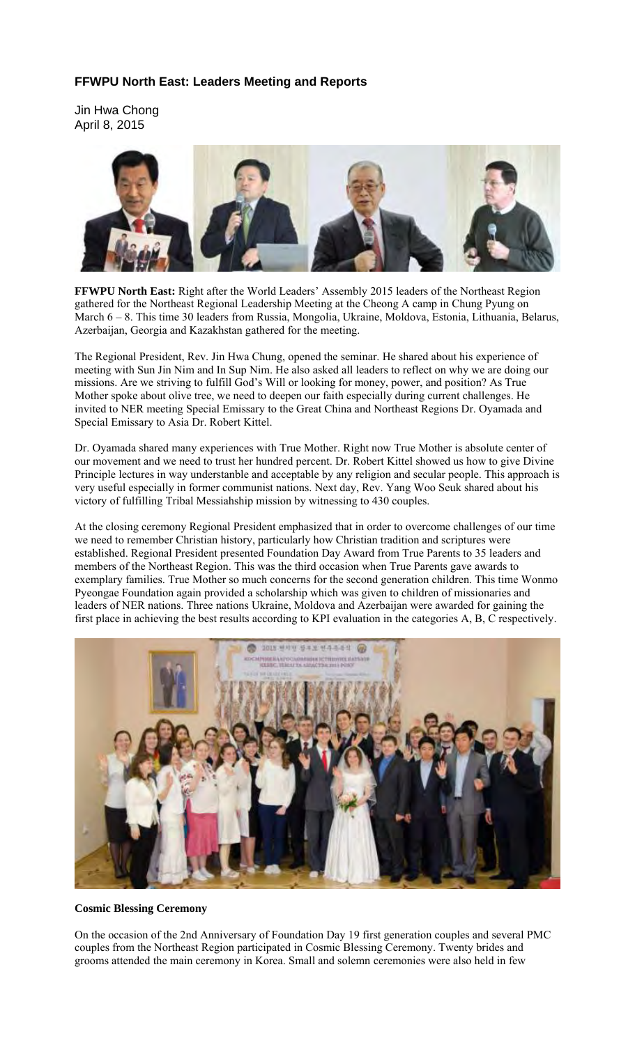## FFWPU North East: Leaders Meeting and Reports

Jin Hwa Chong
April 8, 2015

**FFWPU North East:** Right after the World Leaders' Assembly 2015 leaders of the Northeast Region gathered for the Northeast Regional Leadership Meeting at the Cheong A camp in Chung Pyung on March 6 – 8. This time 30 leaders from Russia, Mongolia, Ukraine, Moldova, Estonia, Lithuania, Belarus, Azerbaijan, Georgia and Kazakhstan gathered for the meeting.

The Regional President, Rev. Jin Hwa Chung, opened the seminar. He shared about his experience of meeting with Sun Jin Nim and In Sup Nim. He also asked all leaders to reflect on why we are doing our missions. Are we striving to fulfill God's Will or looking for money, power, and position? As True Mother spoke about olive tree, we need to deepen our faith especially during current challenges. He invited to NER meeting Special Emissary to the Great China and Northeast Regions Dr. Oyamada and Special Emissary to Asia Dr. Robert Kittel.

Dr. Oyamada shared many experiences with True Mother. Right now True Mother is absolute center of our movement and we need to trust her hundred percent. Dr. Robert Kittel showed us how to give Divine Principle lectures in way understanble and acceptable by any religion and secular people. This approach is very useful especially in former communist nations. Next day, Rev. Yang Woo Seuk shared about his victory of fulfilling Tribal Messiahship mission by witnessing to 430 couples.

At the closing ceremony Regional President emphasized that in order to overcome challenges of our time we need to remember Christian history, particularly how Christian tradition and scriptures were established. Regional President presented Foundation Day Award from True Parents to 35 leaders and members of the Northeast Region. This was the third occasion when True Parents gave awards to exemplary families. True Mother so much concerns for the second generation children. This time Wonmo Pyeongae Foundation again provided a scholarship which was given to children of missionaries and leaders of NER nations. Three nations Ukraine, Moldova and Azerbaijan were awarded for gaining the first place in achieving the best results according to KPI evaluation in the categories A, B, C respectively.

**Cosmic Blessing Ceremony**

On the occasion of the 2nd Anniversary of Foundation Day 19 first generation couples and several PMC couples from the Northeast Region participated in Cosmic Blessing Ceremony. Twenty brides and grooms attended the main ceremony in Korea. Small and solemn ceremonies were also held in few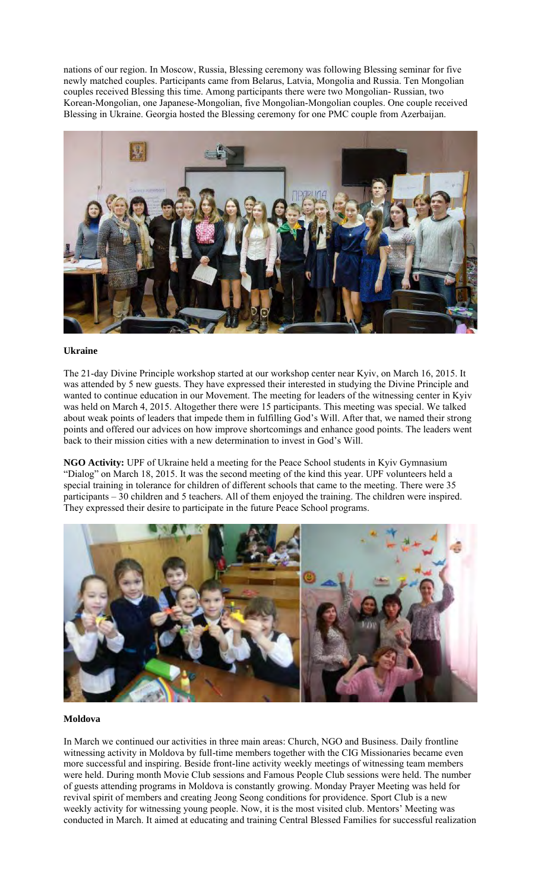nations of our region. In Moscow, Russia, Blessing ceremony was following Blessing seminar for five newly matched couples. Participants came from Belarus, Latvia, Mongolia and Russia. Ten Mongolian couples received Blessing this time. Among participants there were two Mongolian- Russian, two Korean-Mongolian, one Japanese-Mongolian, five Mongolian-Mongolian couples. One couple received Blessing in Ukraine. Georgia hosted the Blessing ceremony for one PMC couple from Azerbaijan.

**Ukraine**

The 21-day Divine Principle workshop started at our workshop center near Kyiv, on March 16, 2015. It was attended by 5 new guests. They have expressed their interested in studying the Divine Principle and wanted to continue education in our Movement. The meeting for leaders of the witnessing center in Kyiv was held on March 4, 2015. Altogether there were 15 participants. This meeting was special. We talked about weak points of leaders that impede them in fulfilling God's Will. After that, we named their strong points and offered our advices on how improve shortcomings and enhance good points. The leaders went back to their mission cities with a new determination to invest in God's Will.

**NGO Activity:** UPF of Ukraine held a meeting for the Peace School students in Kyiv Gymnasium "Dialog" on March 18, 2015. It was the second meeting of the kind this year. UPF volunteers held a special training in tolerance for children of different schools that came to the meeting. There were 35 participants – 30 children and 5 teachers. All of them enjoyed the training. The children were inspired. They expressed their desire to participate in the future Peace School programs.

**Moldova**

In March we continued our activities in three main areas: Church, NGO and Business. Daily frontline witnessing activity in Moldova by full-time members together with the CIG Missionaries became even more successful and inspiring. Beside front-line activity weekly meetings of witnessing team members were held. During month Movie Club sessions and Famous People Club sessions were held. The number of guests attending programs in Moldova is constantly growing. Monday Prayer Meeting was held for revival spirit of members and creating Jeong Seong conditions for providence. Sport Club is a new weekly activity for witnessing young people. Now, it is the most visited club. Mentors' Meeting was conducted in March. It aimed at educating and training Central Blessed Families for successful realization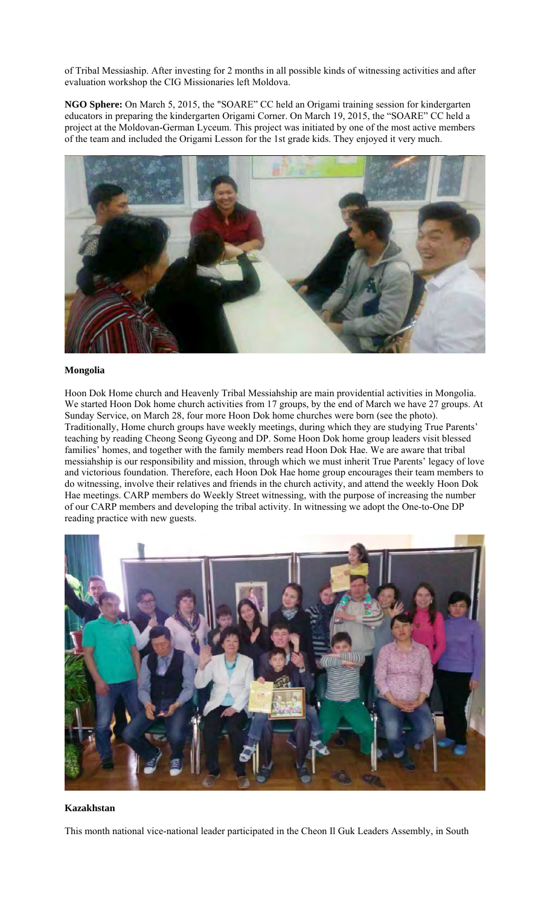of Tribal Messiaship. After investing for 2 months in all possible kinds of witnessing activities and after evaluation workshop the CIG Missionaries left Moldova.

**NGO Sphere:** On March 5, 2015, the "SOARE" CC held an Origami training session for kindergarten educators in preparing the kindergarten Origami Corner. On March 19, 2015, the "SOARE" CC held a project at the Moldovan-German Lyceum. This project was initiated by one of the most active members of the team and included the Origami Lesson for the 1st grade kids. They enjoyed it very much.

**Mongolia**

Hoon Dok Home church and Heavenly Tribal Messiahship are main providential activities in Mongolia. We started Hoon Dok home church activities from 17 groups, by the end of March we have 27 groups. At Sunday Service, on March 28, four more Hoon Dok home churches were born (see the photo). Traditionally, Home church groups have weekly meetings, during which they are studying True Parents' teaching by reading Cheong Seong Gyeong and DP. Some Hoon Dok home group leaders visit blessed families' homes, and together with the family members read Hoon Dok Hae. We are aware that tribal messiahship is our responsibility and mission, through which we must inherit True Parents' legacy of love and victorious foundation. Therefore, each Hoon Dok Hae home group encourages their team members to do witnessing, involve their relatives and friends in the church activity, and attend the weekly Hoon Dok Hae meetings. CARP members do Weekly Street witnessing, with the purpose of increasing the number of our CARP members and developing the tribal activity. In witnessing we adopt the One-to-One DP reading practice with new guests.

**Kazakhstan**

This month national vice-national leader participated in the Cheon Il Guk Leaders Assembly, in South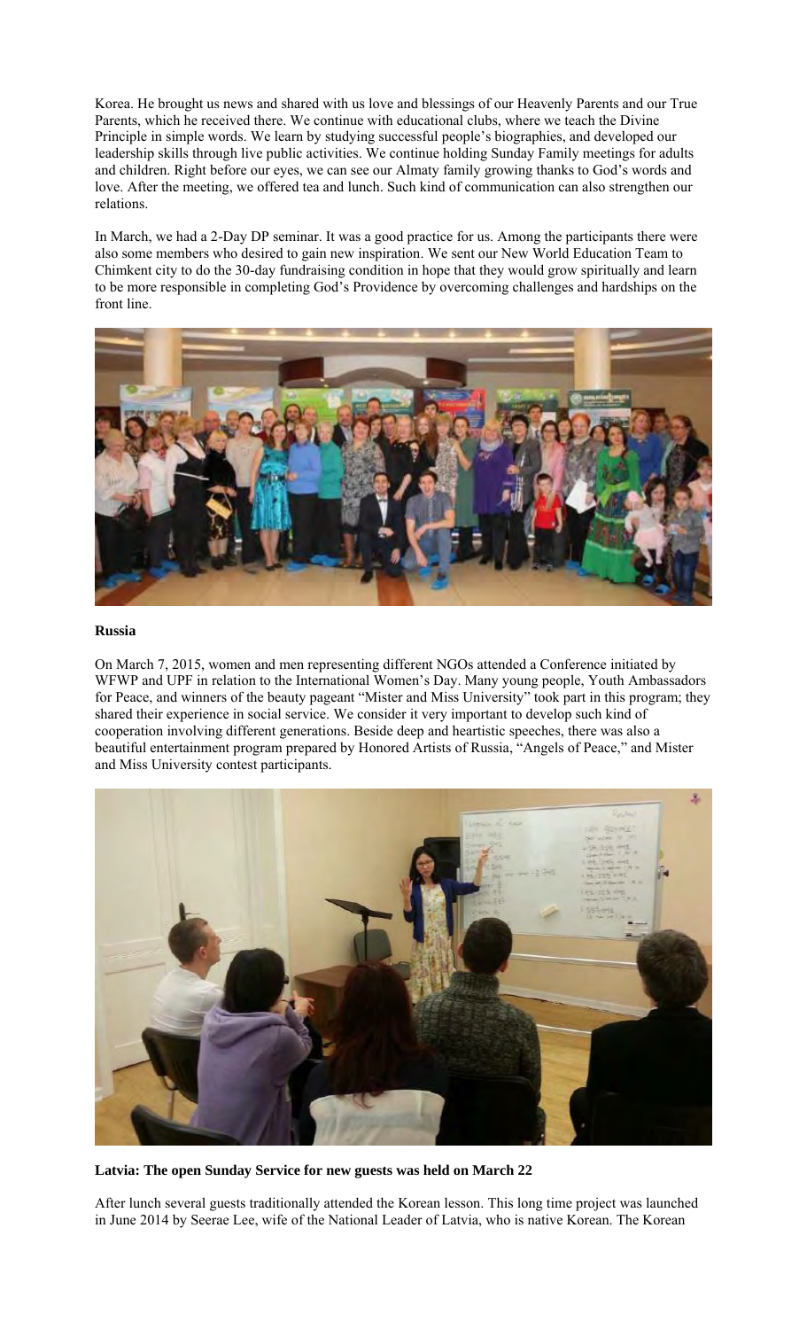Korea. He brought us news and shared with us love and blessings of our Heavenly Parents and our True Parents, which he received there. We continue with educational clubs, where we teach the Divine Principle in simple words. We learn by studying successful people's biographies, and developed our leadership skills through live public activities. We continue holding Sunday Family meetings for adults and children. Right before our eyes, we can see our Almaty family growing thanks to God's words and love. After the meeting, we offered tea and lunch. Such kind of communication can also strengthen our relations.

In March, we had a 2-Day DP seminar. It was a good practice for us. Among the participants there were also some members who desired to gain new inspiration. We sent our New World Education Team to Chimkent city to do the 30-day fundraising condition in hope that they would grow spiritually and learn to be more responsible in completing God's Providence by overcoming challenges and hardships on the front line.

**Russia**

On March 7, 2015, women and men representing different NGOs attended a Conference initiated by WFWP and UPF in relation to the International Women's Day. Many young people, Youth Ambassadors for Peace, and winners of the beauty pageant "Mister and Miss University" took part in this program; they shared their experience in social service. We consider it very important to develop such kind of cooperation involving different generations. Beside deep and heartistic speeches, there was also a beautiful entertainment program prepared by Honored Artists of Russia, "Angels of Peace," and Mister and Miss University contest participants.

**Latvia: The open Sunday Service for new guests was held on March 22**

After lunch several guests traditionally attended the Korean lesson. This long time project was launched in June 2014 by Seerae Lee, wife of the National Leader of Latvia, who is native Korean. The Korean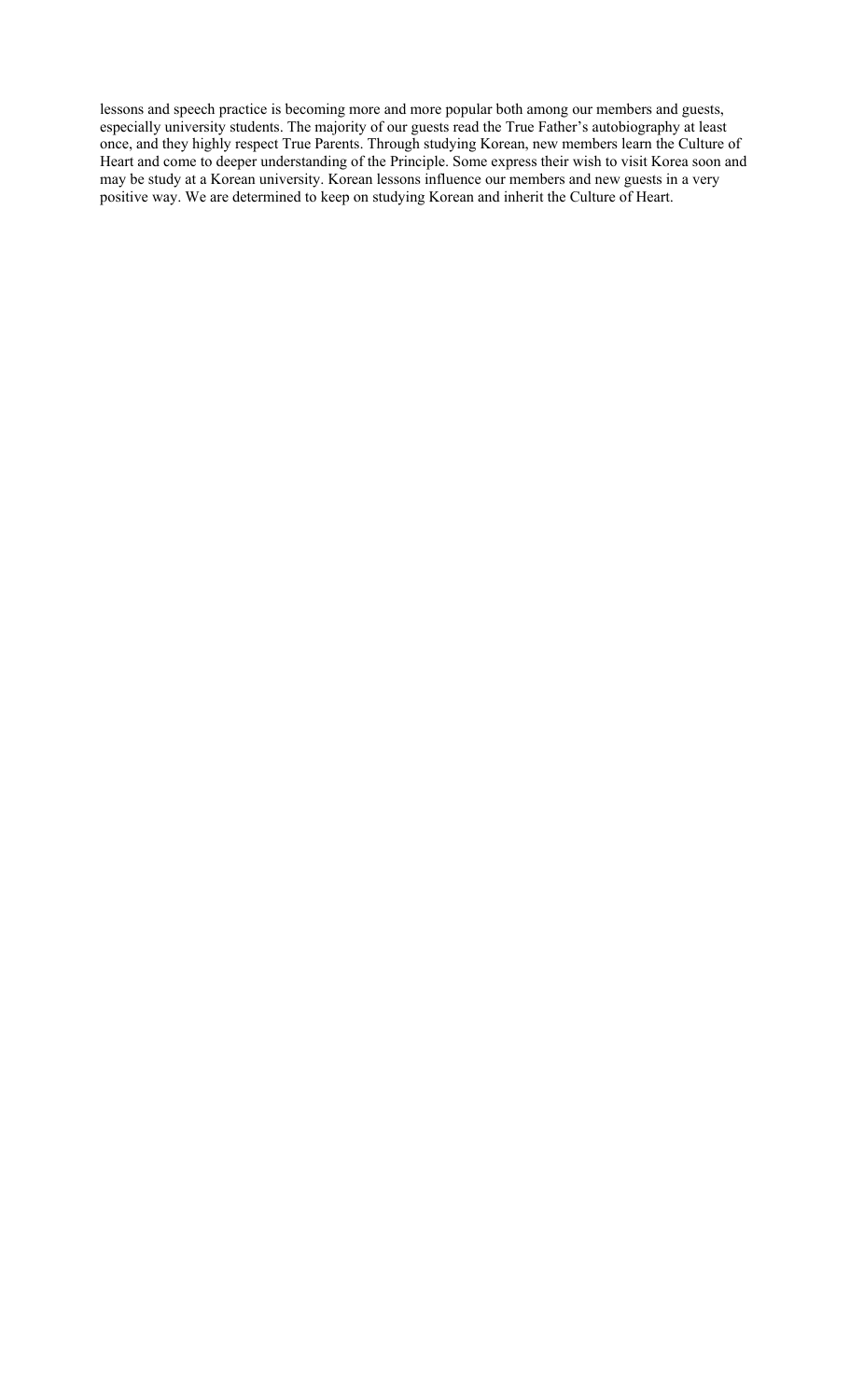lessons and speech practice is becoming more and more popular both among our members and guests, especially university students. The majority of our guests read the True Father's autobiography at least once, and they highly respect True Parents. Through studying Korean, new members learn the Culture of Heart and come to deeper understanding of the Principle. Some express their wish to visit Korea soon and may be study at a Korean university. Korean lessons influence our members and new guests in a very positive way. We are determined to keep on studying Korean and inherit the Culture of Heart.